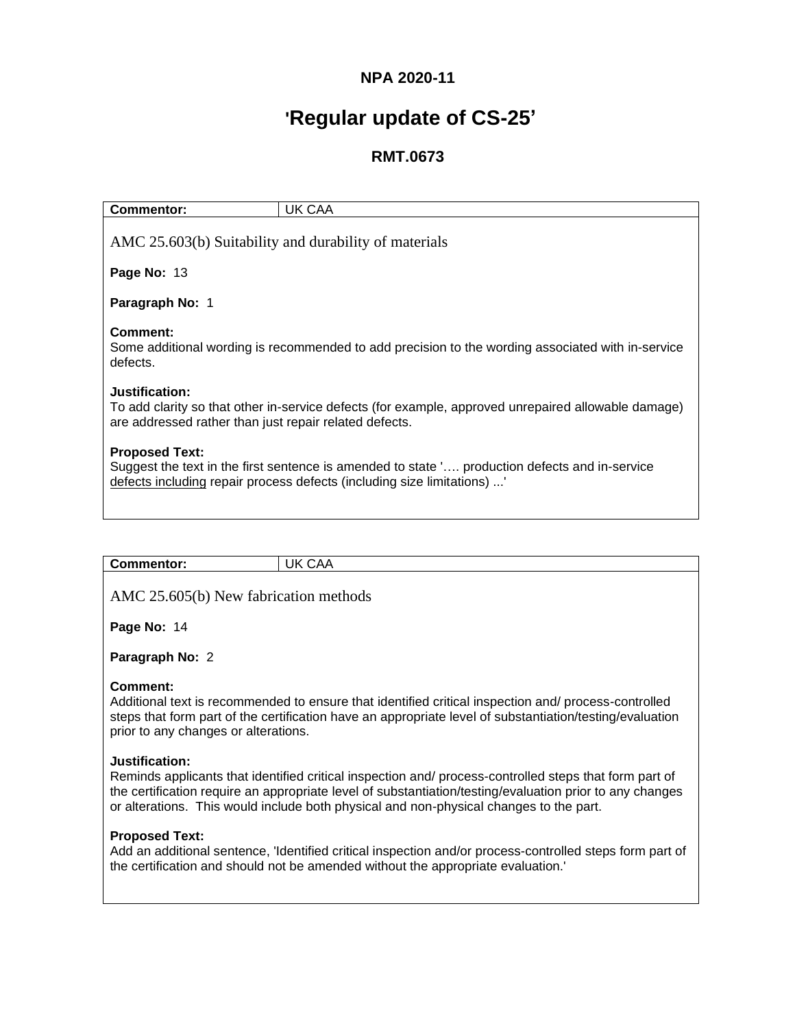**NPA 2020-11**

# 'Regular update of CS-25'

## RMT.0673

| **Commentor:** | UK CAA |
| --- | --- |

AMC 25.603(b) Suitability and durability of materials

**Page No:** 13

**Paragraph No:** 1

**Comment:**
Some additional wording is recommended to add precision to the wording associated with in-service defects.

**Justification:**
To add clarity so that other in-service defects (for example, approved unrepaired allowable damage) are addressed rather than just repair related defects.

**Proposed Text:**
Suggest the text in the first sentence is amended to state '…. production defects and in-service <u>defects including</u> repair process defects (including size limitations) ...'

| **Commentor:** | UK CAA |
| --- | --- |

AMC 25.605(b) New fabrication methods

**Page No:** 14

**Paragraph No:** 2

**Comment:**
Additional text is recommended to ensure that identified critical inspection and/ process-controlled steps that form part of the certification have an appropriate level of substantiation/testing/evaluation prior to any changes or alterations.

**Justification:**
Reminds applicants that identified critical inspection and/ process-controlled steps that form part of the certification require an appropriate level of substantiation/testing/evaluation prior to any changes or alterations. This would include both physical and non-physical changes to the part.

**Proposed Text:**
Add an additional sentence, 'Identified critical inspection and/or process-controlled steps form part of the certification and should not be amended without the appropriate evaluation.'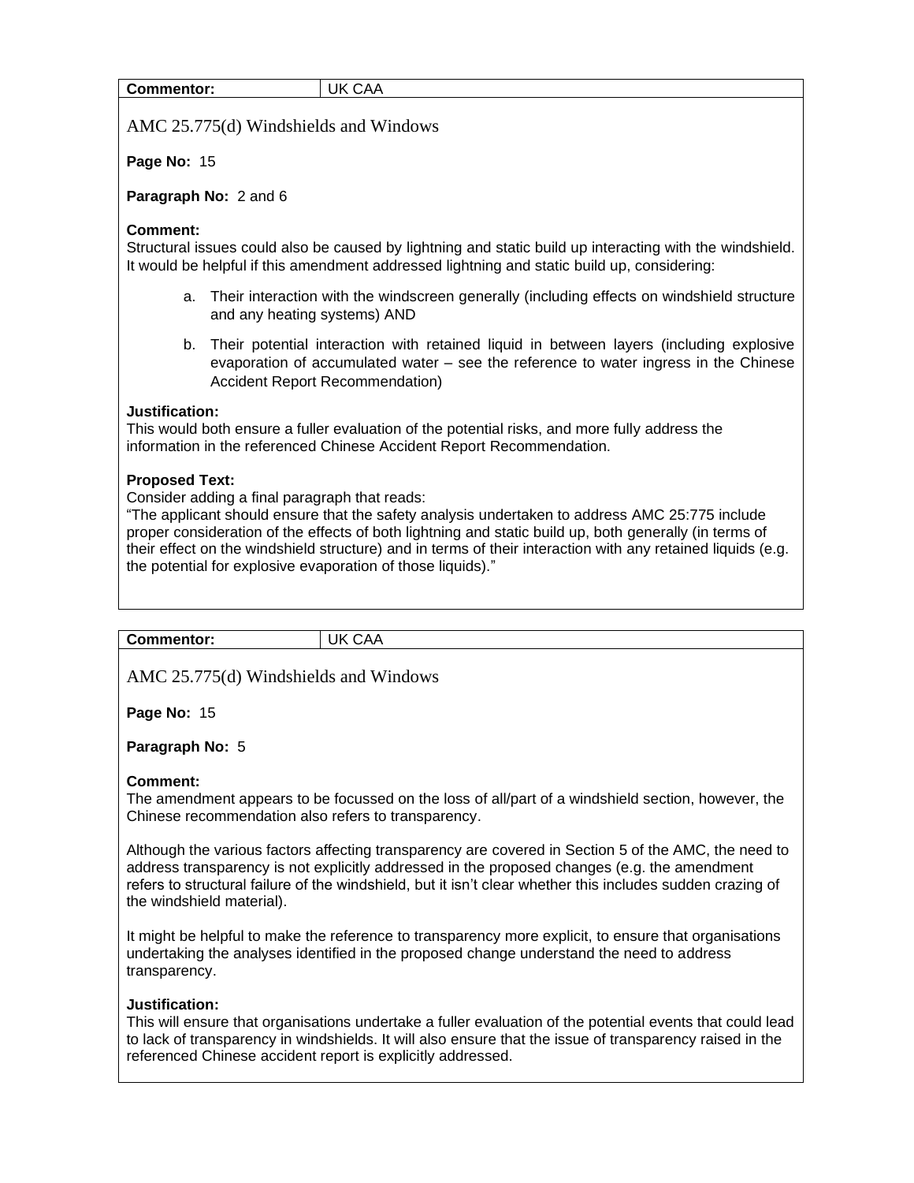| Commentor: | UK CAA |
|---|---|

AMC 25.775(d) Windshields and Windows

**Page No:** 15

**Paragraph No:** 2 and 6

**Comment:**
Structural issues could also be caused by lightning and static build up interacting with the windshield. It would be helpful if this amendment addressed lightning and static build up, considering:

a. Their interaction with the windscreen generally (including effects on windshield structure and any heating systems) AND

b. Their potential interaction with retained liquid in between layers (including explosive evaporation of accumulated water – see the reference to water ingress in the Chinese Accident Report Recommendation)

**Justification:**
This would both ensure a fuller evaluation of the potential risks, and more fully address the information in the referenced Chinese Accident Report Recommendation.

**Proposed Text:**
Consider adding a final paragraph that reads:
"The applicant should ensure that the safety analysis undertaken to address AMC 25:775 include proper consideration of the effects of both lightning and static build up, both generally (in terms of their effect on the windshield structure) and in terms of their interaction with any retained liquids (e.g. the potential for explosive evaporation of those liquids)."

| Commentor: | UK CAA |
|---|---|

AMC 25.775(d) Windshields and Windows

**Page No:** 15

**Paragraph No:** 5

**Comment:**
The amendment appears to be focussed on the loss of all/part of a windshield section, however, the Chinese recommendation also refers to transparency.

Although the various factors affecting transparency are covered in Section 5 of the AMC, the need to address transparency is not explicitly addressed in the proposed changes (e.g. the amendment refers to structural failure of the windshield, but it isn't clear whether this includes sudden crazing of the windshield material).

It might be helpful to make the reference to transparency more explicit, to ensure that organisations undertaking the analyses identified in the proposed change understand the need to address transparency.

**Justification:**
This will ensure that organisations undertake a fuller evaluation of the potential events that could lead to lack of transparency in windshields. It will also ensure that the issue of transparency raised in the referenced Chinese accident report is explicitly addressed.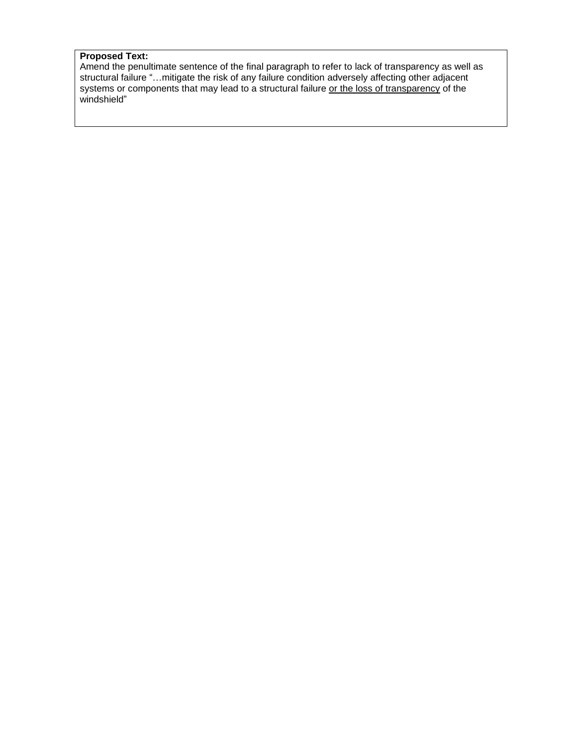**Proposed Text:**

Amend the penultimate sentence of the final paragraph to refer to lack of transparency as well as structural failure "…mitigate the risk of any failure condition adversely affecting other adjacent systems or components that may lead to a structural failure <u>or the loss of transparency</u> of the windshield"